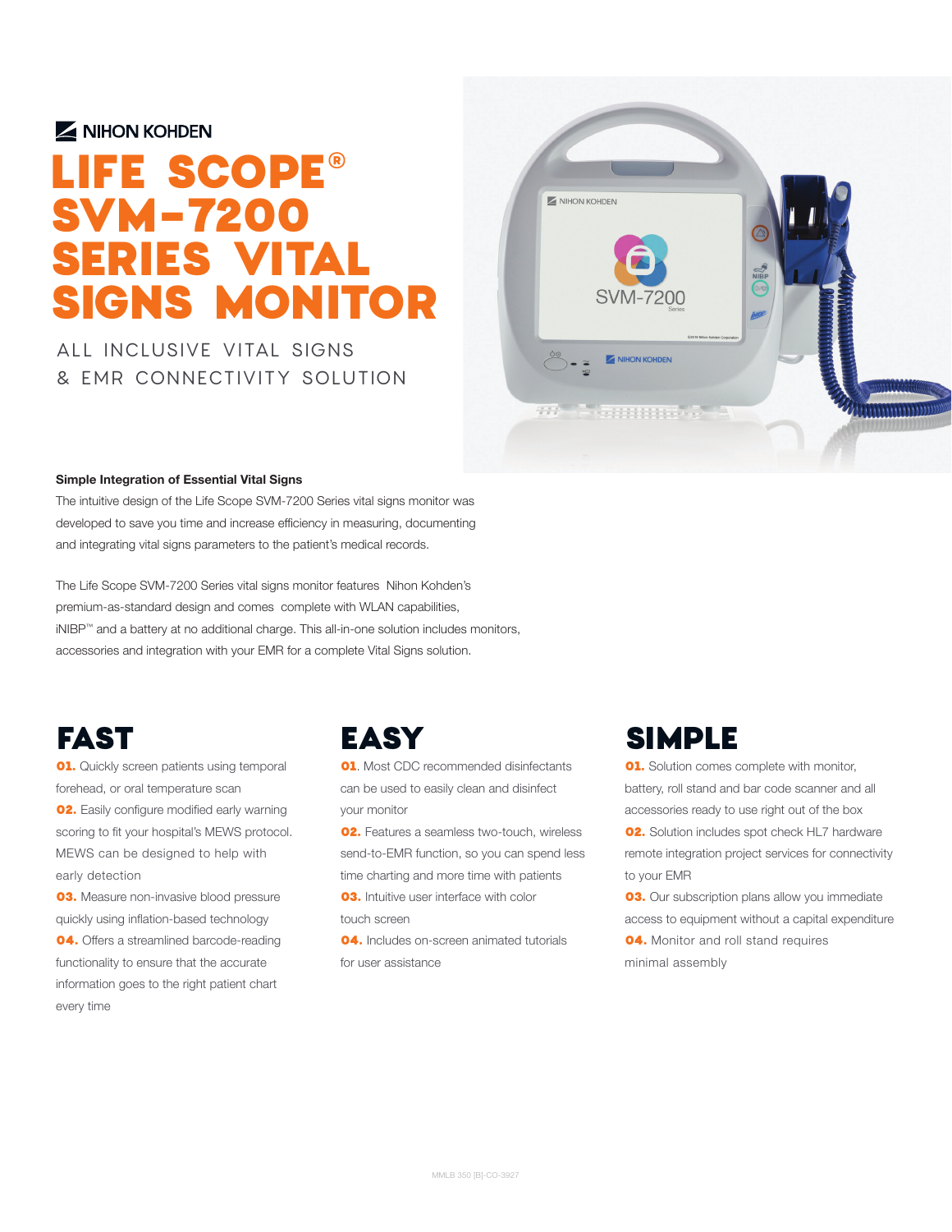NIHON KOHDEN

# LIFE SCOPE® SVM-7200 SERIES VITAL SIGNS MONITOR

ALL INCLUSIVE VITAL SIGNS & EMR CONNECTIVITY SOLUTION

**Simple Integration of Essential Vital Signs**

The intuitive design of the Life Scope SVM-7200 Series vital signs monitor was developed to save you time and increase efficiency in measuring, documenting and integrating vital signs parameters to the patient's medical records.

The Life Scope SVM-7200 Series vital signs monitor features Nihon Kohden's premium-as-standard design and comes complete with WLAN capabilities, iNIBP™ and a battery at no additional charge. This all-in-one solution includes monitors, accessories and integration with your EMR for a complete Vital Signs solution.

## FAST

**01.** Quickly screen patients using temporal forehead, or oral temperature scan

**02.** Easily configure modified early warning scoring to fit your hospital's MEWS protocol. MEWS can be designed to help with early detection

**03.** Measure non-invasive blood pressure quickly using inflation-based technology

**04.** Offers a streamlined barcode-reading functionality to ensure that the accurate information goes to the right patient chart every time

## EASY

**01.** Most CDC recommended disinfectants can be used to easily clean and disinfect your monitor

**02.** Features a seamless two-touch, wireless send-to-EMR function, so you can spend less time charting and more time with patients

**03.** Intuitive user interface with color touch screen

**04.** Includes on-screen animated tutorials for user assistance

## SIMPLE

**01.** Solution comes complete with monitor, battery, roll stand and bar code scanner and all accessories ready to use right out of the box

**02.** Solution includes spot check HL7 hardware remote integration project services for connectivity to your EMR

**03.** Our subscription plans allow you immediate access to equipment without a capital expenditure

**04.** Monitor and roll stand requires minimal assembly

MMLB 350 [B]-CO-3927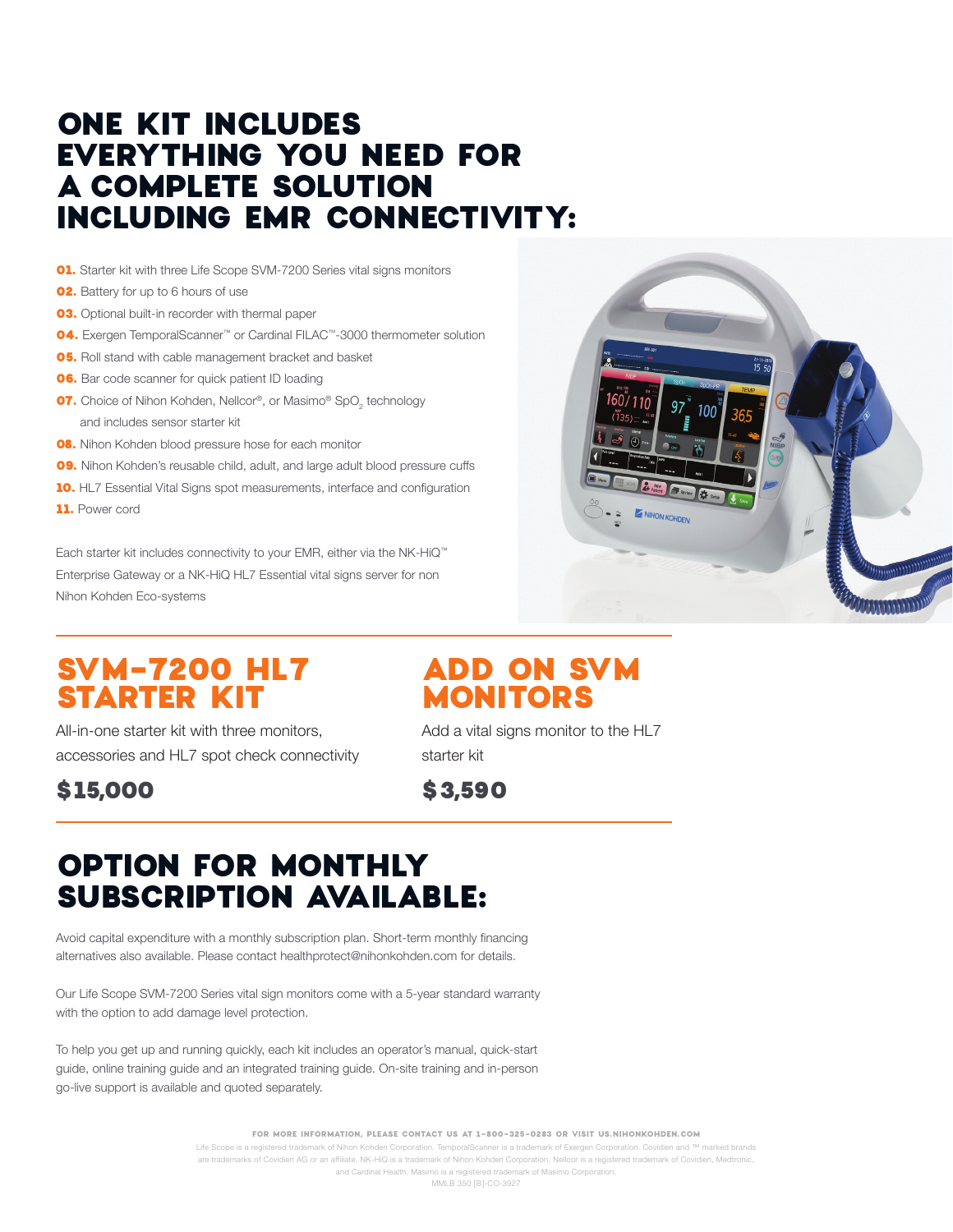# ONE KIT INCLUDES EVERYTHING YOU NEED FOR A COMPLETE SOLUTION INCLUDING EMR CONNECTIVITY:

**01.** Starter kit with three Life Scope SVM-7200 Series vital signs monitors
**02.** Battery for up to 6 hours of use
**03.** Optional built-in recorder with thermal paper
**04.** Exergen TemporalScanner™ or Cardinal FILAC™-3000 thermometer solution
**05.** Roll stand with cable management bracket and basket
**06.** Bar code scanner for quick patient ID loading
**07.** Choice of Nihon Kohden, Nellcor®, or Masimo® $SpO_2$ technology and includes sensor starter kit
**08.** Nihon Kohden blood pressure hose for each monitor
**09.** Nihon Kohden's reusable child, adult, and large adult blood pressure cuffs
**10.** HL7 Essential Vital Signs spot measurements, interface and configuration
**11.** Power cord

Each starter kit includes connectivity to your EMR, either via the NK-HiQ™ Enterprise Gateway or a NK-HiQ HL7 Essential vital signs server for non Nihon Kohden Eco-systems

## SVM-7200 HL7 STARTER KIT

All-in-one starter kit with three monitors, accessories and HL7 spot check connectivity

**$15,000**

## ADD ON SVM MONITORS

Add a vital signs monitor to the HL7 starter kit

**$3,590**

# OPTION FOR MONTHLY SUBSCRIPTION AVAILABLE:

Avoid capital expenditure with a monthly subscription plan. Short-term monthly financing alternatives also available. Please contact healthprotect@nihonkohden.com for details.

Our Life Scope SVM-7200 Series vital sign monitors come with a 5-year standard warranty with the option to add damage level protection.

To help you get up and running quickly, each kit includes an operator's manual, quick-start guide, online training guide and an integrated training guide. On-site training and in-person go-live support is available and quoted separately.

**FOR MORE INFORMATION, PLEASE CONTACT US AT 1-800-325-0283 OR VISIT US.NIHONKOHDEN.COM**

Life Scope is a registered trademark of Nihon Kohden Corporation. TemporalScanner is a trademark of Exergen Corporation. Covidien and ™ marked brands are trademarks of Covidien AG or an affiliate. NK-HiQ is a trademark of Nihon Kohden Corporation. Nellcor is a registered trademark of Covidien, Medtronic, and Cardinal Health. Masimo is a registered trademark of Masimo Corporation.

MMLB 350 [B]-CO-3927